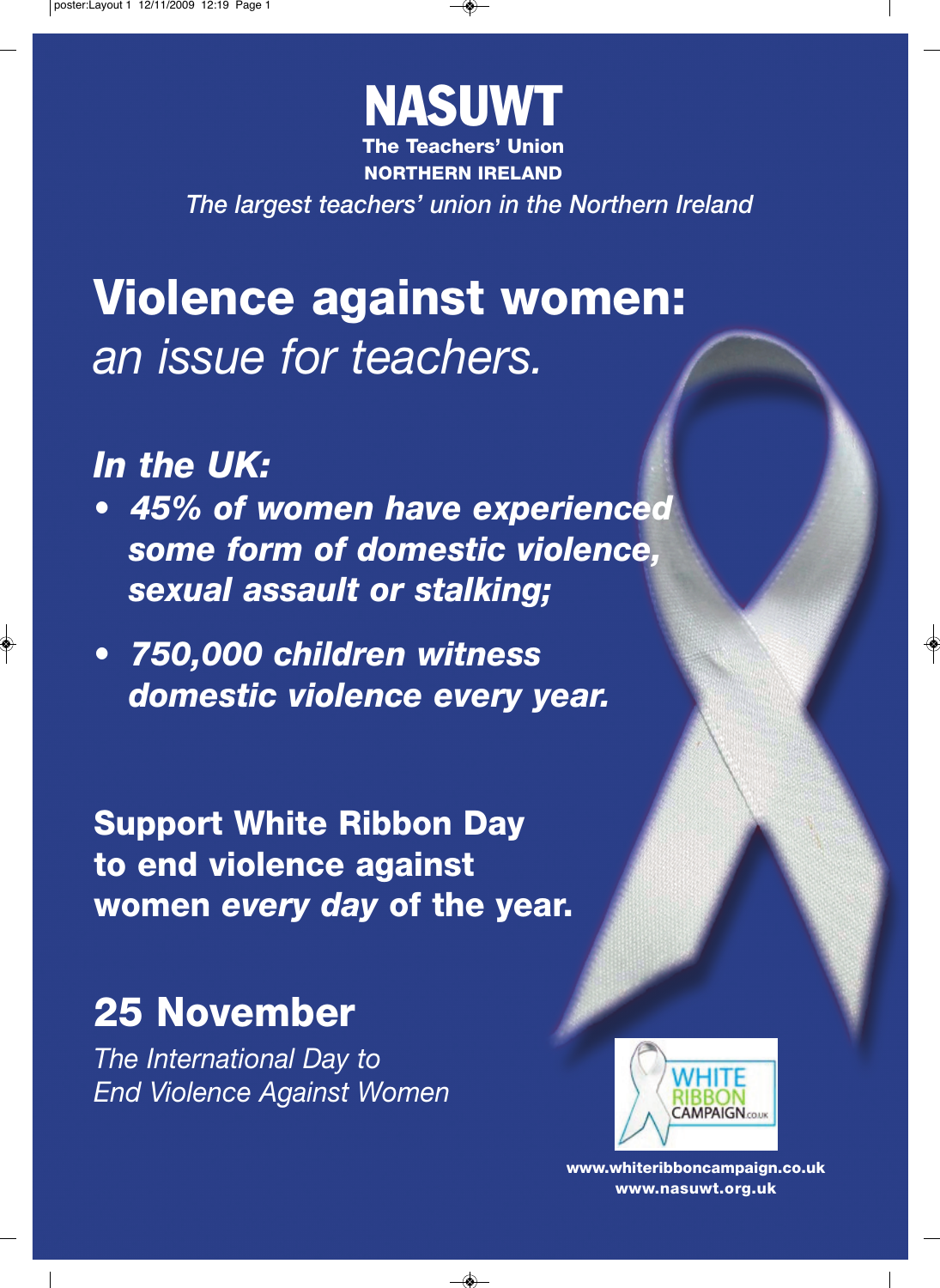# NASUWT

**The Teachers' Union**

**NORTHERN IRELAND**

*The largest teachers' union in the Northern Ireland*

# Violence against women:

*an issue for teachers.*

## *In the UK:*

- ***45% of women have experienced some form of domestic violence, sexual assault or stalking;***
- ***750,000 children witness domestic violence every year.***

**Support White Ribbon Day to end violence against women *every day* of the year.**

## 25 November

*The International Day to End Violence Against Women*

WHITE RIBBON CAMPAIGN.co.uk

**www.whiteribboncampaign.co.uk**
**www.nasuwt.org.uk**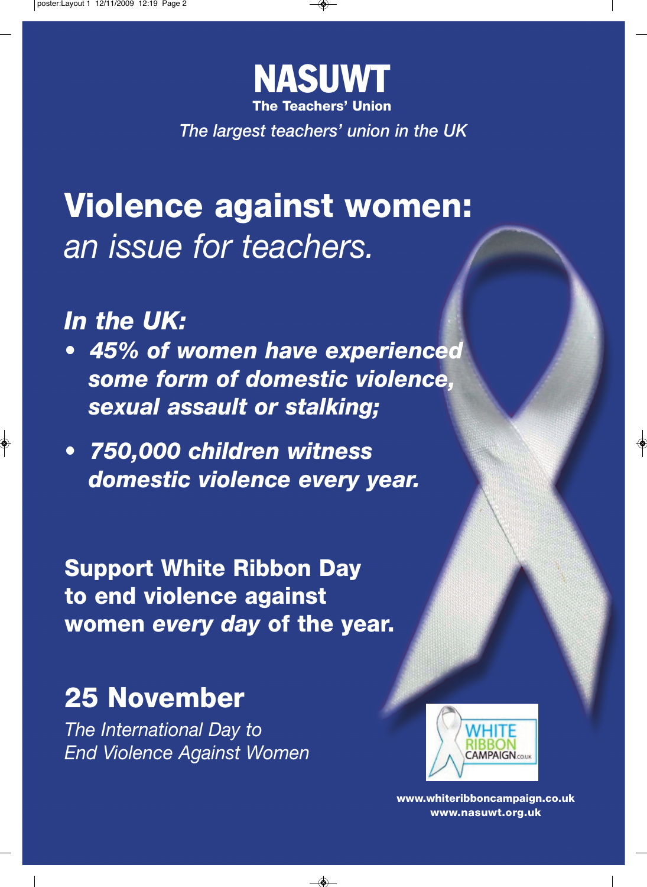# NASUWT

**The Teachers' Union**

*The largest teachers' union in the UK*

# Violence against women:

*an issue for teachers.*

## *In the UK:*

- ***45% of women have experienced some form of domestic violence, sexual assault or stalking;***
- ***750,000 children witness domestic violence every year.***

**Support White Ribbon Day to end violence against women *every day* of the year.**

## 25 November

*The International Day to End Violence Against Women*

WHITE RIBBON CAMPAIGN.co.uk

**www.whiteribboncampaign.co.uk**
**www.nasuwt.org.uk**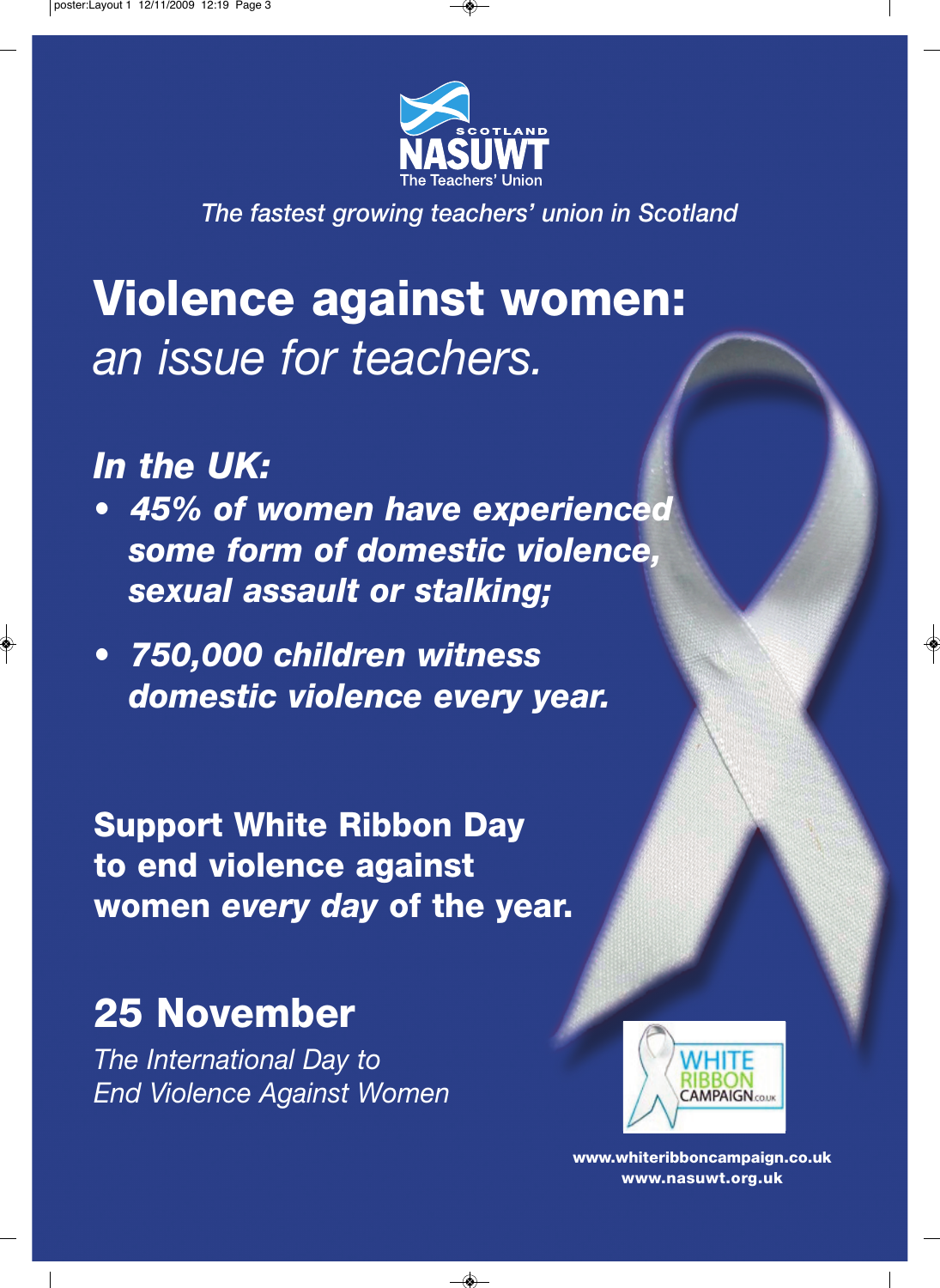SCOTLAND

NASUWT

The Teachers' Union

*The fastest growing teachers' union in Scotland*

# Violence against women:
*an issue for teachers.*

***In the UK:***

- ***45% of women have experienced some form of domestic violence, sexual assault or stalking;***
- ***750,000 children witness domestic violence every year.***

**Support White Ribbon Day to end violence against women *every day* of the year.**

## 25 November

*The International Day to End Violence Against Women*

WHITE RIBBON CAMPAIGN.co.uk

**www.whiteribboncampaign.co.uk**
**www.nasuwt.org.uk**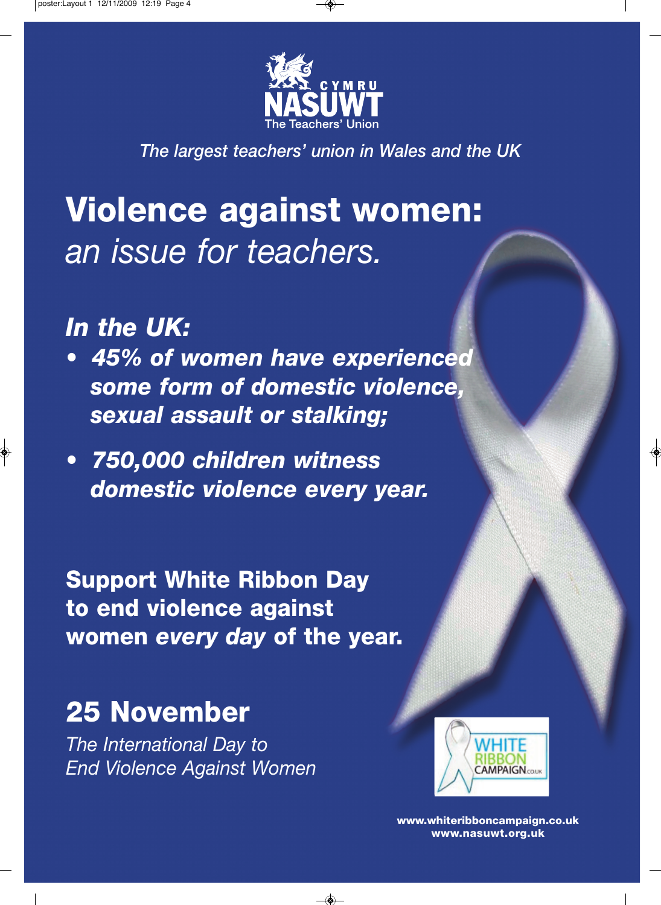CYMRU
NASUWT
The Teachers' Union

*The largest teachers' union in Wales and the UK*

# Violence against women: *an issue for teachers.*

## *In the UK:*

- ***45% of women have experienced some form of domestic violence, sexual assault or stalking;***
- ***750,000 children witness domestic violence every year.***

**Support White Ribbon Day to end violence against women *every day* of the year.**

## 25 November

*The International Day to End Violence Against Women*

WHITE RIBBON CAMPAIGN.co.uk

**www.whiteribboncampaign.co.uk**
**www.nasuwt.org.uk**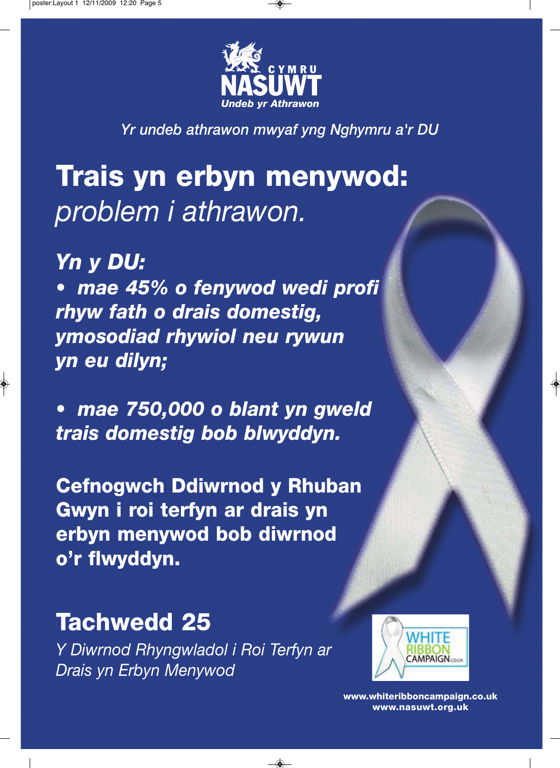CYMRU
NASUWT
*Undeb yr Athrawon*

*Yr undeb athrawon mwyaf yng Nghymru a'r DU*

# Trais yn erbyn menywod: *problem i athrawon.*

***Yn y DU:***

- ***mae 45% o fenywod wedi profi rhyw fath o drais domestig, ymosodiad rhywiol neu rywun yn eu dilyn;***
- ***mae 750,000 o blant yn gweld trais domestig bob blwyddyn.***

**Cefnogwch Ddiwrnod y Rhuban Gwyn i roi terfyn ar drais yn erbyn menywod bob diwrnod o'r flwyddyn.**

## Tachwedd 25

*Y Diwrnod Rhyngwladol i Roi Terfyn ar Drais yn Erbyn Menywod*

WHITE RIBBON CAMPAIGN.co.uk

**www.whiteribboncampaign.co.uk**
**www.nasuwt.org.uk**